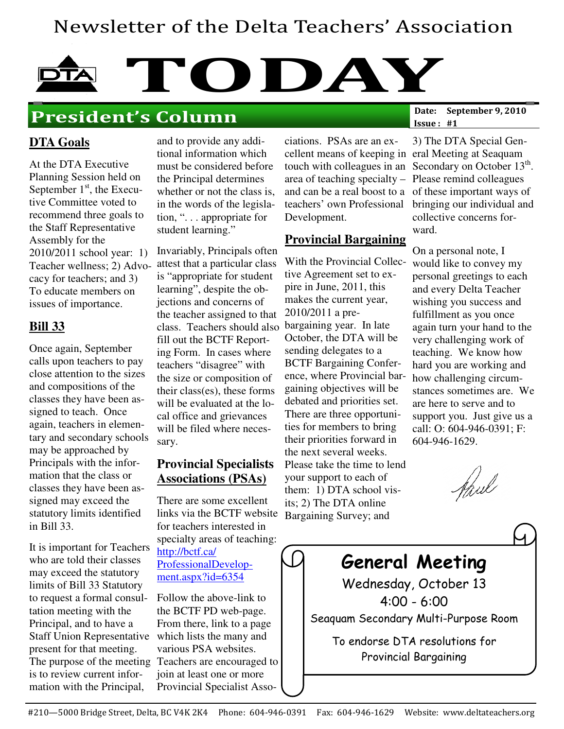# Newsletter of the Delta Teachers' Association

# TODAY

## President's Column

**Date:** September 9, 2010
**Issue:** #1

### DTA Goals

At the DTA Executive Planning Session held on September 1st, the Executive Committee voted to recommend three goals to the Staff Representative Assembly for the 2010/2011 school year: 1) Teacher wellness; 2) Advocacy for teachers; and 3) To educate members on issues of importance.

### Bill 33

Once again, September calls upon teachers to pay close attention to the sizes and compositions of the classes they have been assigned to teach. Once again, teachers in elementary and secondary schools may be approached by Principals with the information that the class or classes they have been assigned may exceed the statutory limits identified in Bill 33.

It is important for Teachers who are told their classes may exceed the statutory limits of Bill 33 Statutory to request a formal consultation meeting with the Principal, and to have a Staff Union Representative present for that meeting. The purpose of the meeting is to review current information with the Principal, and to provide any additional information which must be considered before the Principal determines whether or not the class is, in the words of the legislation, ". . . appropriate for student learning."

Invariably, Principals often attest that a particular class is "appropriate for student learning", despite the objections and concerns of the teacher assigned to that class. Teachers should also fill out the BCTF Reporting Form. In cases where teachers "disagree" with the size or composition of their class(es), these forms will be evaluated at the local office and grievances will be filed where necessary.

### Provincial Specialists Associations (PSAs)

There are some excellent links via the BCTF website for teachers interested in specialty areas of teaching: http://bctf.ca/ProfessionalDevelopment.aspx?id=6354

Follow the above-link to the BCTF PD web-page. From there, link to a page which lists the many and various PSA websites. Teachers are encouraged to join at least one or more Provincial Specialist Associations. PSAs are an excellent means of keeping in touch with colleagues in an area of teaching specialty – and can be a real boost to a teachers' own Professional Development.

### Provincial Bargaining

With the Provincial Collective Agreement set to expire in June, 2011, this makes the current year, 2010/2011 a pre-bargaining year. In late October, the DTA will be sending delegates to a BCTF Bargaining Conference, where Provincial bargaining objectives will be debated and priorities set. There are three opportunities for members to bring their priorities forward in the next several weeks. Please take the time to lend your support to each of them: 1) DTA school visits; 2) The DTA online Bargaining Survey; and 3) The DTA Special General Meeting at Seaquam Secondary on October 13th. Please remind colleagues of these important ways of bringing our individual and collective concerns forward.

On a personal note, I would like to convey my personal greetings to each and every Delta Teacher wishing you success and fulfillment as you once again turn your hand to the very challenging work of teaching. We know how hard you are working and how challenging circumstances sometimes are. We are here to serve and to support you. Just give us a call: O: 604-946-0391; F: 604-946-1629.

Paul

---

**General Meeting**

Wednesday, October 13

4:00 - 6:00

Seaquam Secondary Multi-Purpose Room

To endorse DTA resolutions for Provincial Bargaining

---

#210—5000 Bridge Street, Delta, BC V4K 2K4 Phone: 604-946-0391 Fax: 604-946-1629 Website: www.deltateachers.org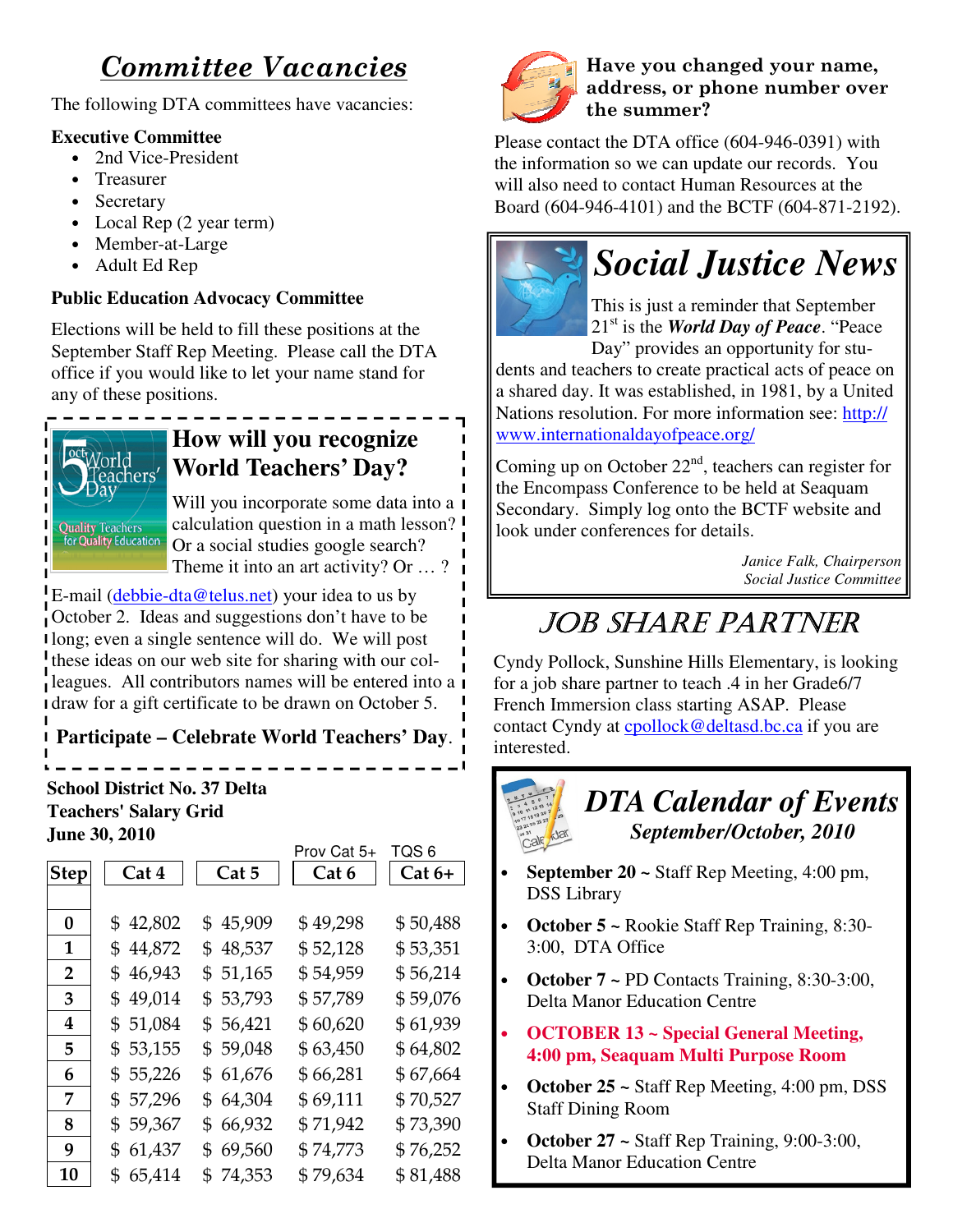# *Committee Vacancies*

The following DTA committees have vacancies:

**Executive Committee**

- 2nd Vice-President
- Treasurer
- Secretary
- Local Rep (2 year term)
- Member-at-Large
- Adult Ed Rep

**Public Education Advocacy Committee**

Elections will be held to fill these positions at the September Staff Rep Meeting. Please call the DTA office if you would like to let your name stand for any of these positions.

## How will you recognize World Teachers' Day?

Will you incorporate some data into a calculation question in a math lesson? Or a social studies google search? Theme it into an art activity? Or … ?

E-mail (debbie-dta@telus.net) your idea to us by October 2. Ideas and suggestions don't have to be long; even a single sentence will do. We will post these ideas on our web site for sharing with our colleagues. All contributors names will be entered into a draw for a gift certificate to be drawn on October 5.

**Participate – Celebrate World Teachers' Day**.

**School District No. 37 Delta**
**Teachers' Salary Grid**
**June 30, 2010**

| Step | Cat 4 | Cat 5 | Prov Cat 5+ Cat 6 | TQS 6 Cat 6+ |
|---|---|---|---|---|
| 0 | $ 42,802 | $ 45,909 | $ 49,298 | $ 50,488 |
| 1 | $ 44,872 | $ 48,537 | $ 52,128 | $ 53,351 |
| 2 | $ 46,943 | $ 51,165 | $ 54,959 | $ 56,214 |
| 3 | $ 49,014 | $ 53,793 | $ 57,789 | $ 59,076 |
| 4 | $ 51,084 | $ 56,421 | $ 60,620 | $ 61,939 |
| 5 | $ 53,155 | $ 59,048 | $ 63,450 | $ 64,802 |
| 6 | $ 55,226 | $ 61,676 | $ 66,281 | $ 67,664 |
| 7 | $ 57,296 | $ 64,304 | $ 69,111 | $ 70,527 |
| 8 | $ 59,367 | $ 66,932 | $ 71,942 | $ 73,390 |
| 9 | $ 61,437 | $ 69,560 | $ 74,773 | $ 76,252 |
| 10 | $ 65,414 | $ 74,353 | $ 79,634 | $ 81,488 |

### Have you changed your name, address, or phone number over the summer?

Please contact the DTA office (604-946-0391) with the information so we can update our records. You will also need to contact Human Resources at the Board (604-946-4101) and the BCTF (604-871-2192).

## *Social Justice News*

This is just a reminder that September 21st is the ***World Day of Peace***. "Peace Day" provides an opportunity for students and teachers to create practical acts of peace on a shared day. It was established, in 1981, by a United Nations resolution. For more information see: http://www.internationaldayofpeace.org/

Coming up on October 22nd, teachers can register for the Encompass Conference to be held at Seaquam Secondary. Simply log onto the BCTF website and look under conferences for details.

*Janice Falk, Chairperson*
*Social Justice Committee*

## JOB SHARE PARTNER

Cyndy Pollock, Sunshine Hills Elementary, is looking for a job share partner to teach .4 in her Grade6/7 French Immersion class starting ASAP. Please contact Cyndy at cpollock@deltasd.bc.ca if you are interested.

## *DTA Calendar of Events*
### *September/October, 2010*

- **September 20 ~** Staff Rep Meeting, 4:00 pm, DSS Library
- **October 5 ~** Rookie Staff Rep Training, 8:30-3:00, DTA Office
- **October 7 ~** PD Contacts Training, 8:30-3:00, Delta Manor Education Centre
- **OCTOBER 13 ~ Special General Meeting, 4:00 pm, Seaquam Multi Purpose Room**
- **October 25 ~** Staff Rep Meeting, 4:00 pm, DSS Staff Dining Room
- **October 27 ~** Staff Rep Training, 9:00-3:00, Delta Manor Education Centre